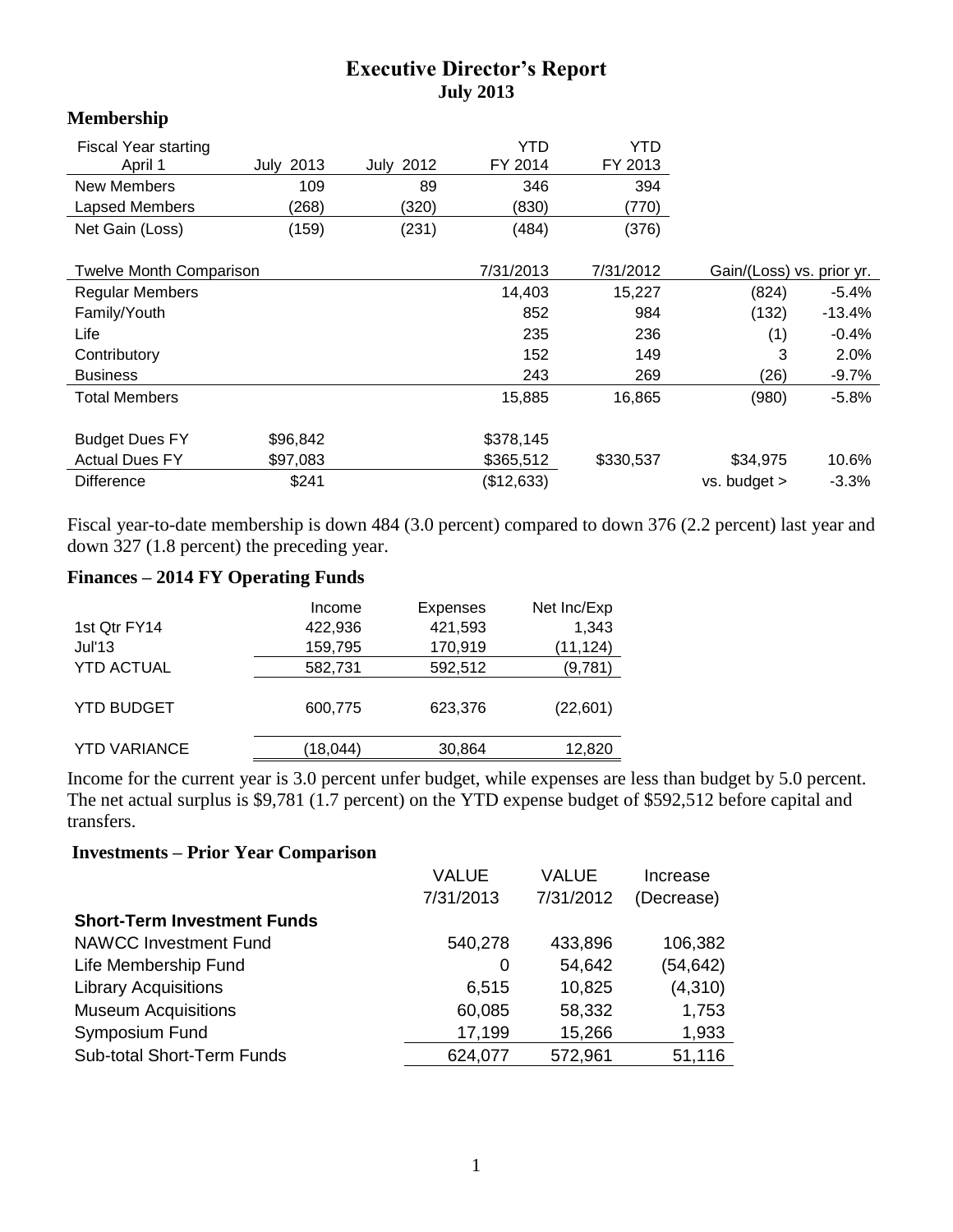# Executive Director's Report
## July 2013

### Membership

| Fiscal Year starting April 1 | July 2013 | July 2012 | YTD FY 2014 | YTD FY 2013 | | |
|---|---|---|---|---|---|---|
| New Members | 109 | 89 | 346 | 394 | | |
| Lapsed Members | (268) | (320) | (830) | (770) | | |
| Net Gain (Loss) | (159) | (231) | (484) | (376) | | |
| | | | | | | |
| Twelve Month Comparison | | | 7/31/2013 | 7/31/2012 | Gain/(Loss) vs. prior yr. | |
| Regular Members | | | 14,403 | 15,227 | (824) | -5.4% |
| Family/Youth | | | 852 | 984 | (132) | -13.4% |
| Life | | | 235 | 236 | (1) | -0.4% |
| Contributory | | | 152 | 149 | 3 | 2.0% |
| Business | | | 243 | 269 | (26) | -9.7% |
| Total Members | | | 15,885 | 16,865 | (980) | -5.8% |
| | | | | | | |
| Budget Dues FY | $96,842 | | $378,145 | | | |
| Actual Dues FY | $97,083 | | $365,512 | $330,537 | $34,975 | 10.6% |
| Difference | $241 | | ($12,633) | | vs. budget > | -3.3% |

Fiscal year-to-date membership is down 484 (3.0 percent) compared to down 376 (2.2 percent) last year and down 327 (1.8 percent) the preceding year.

### Finances – 2014 FY Operating Funds

| | Income | Expenses | Net Inc/Exp |
|---|---|---|---|
| 1st Qtr FY14 | 422,936 | 421,593 | 1,343 |
| Jul'13 | 159,795 | 170,919 | (11,124) |
| YTD ACTUAL | 582,731 | 592,512 | (9,781) |
| YTD BUDGET | 600,775 | 623,376 | (22,601) |
| YTD VARIANCE | (18,044) | 30,864 | 12,820 |

Income for the current year is 3.0 percent unfer budget, while expenses are less than budget by 5.0 percent. The net actual surplus is $9,781 (1.7 percent) on the YTD expense budget of $592,512 before capital and transfers.

### Investments – Prior Year Comparison

| | VALUE 7/31/2013 | VALUE 7/31/2012 | Increase (Decrease) |
|---|---|---|---|
| **Short-Term Investment Funds** | | | |
| NAWCC Investment Fund | 540,278 | 433,896 | 106,382 |
| Life Membership Fund | 0 | 54,642 | (54,642) |
| Library Acquisitions | 6,515 | 10,825 | (4,310) |
| Museum Acquisitions | 60,085 | 58,332 | 1,753 |
| Symposium Fund | 17,199 | 15,266 | 1,933 |
| Sub-total Short-Term Funds | 624,077 | 572,961 | 51,116 |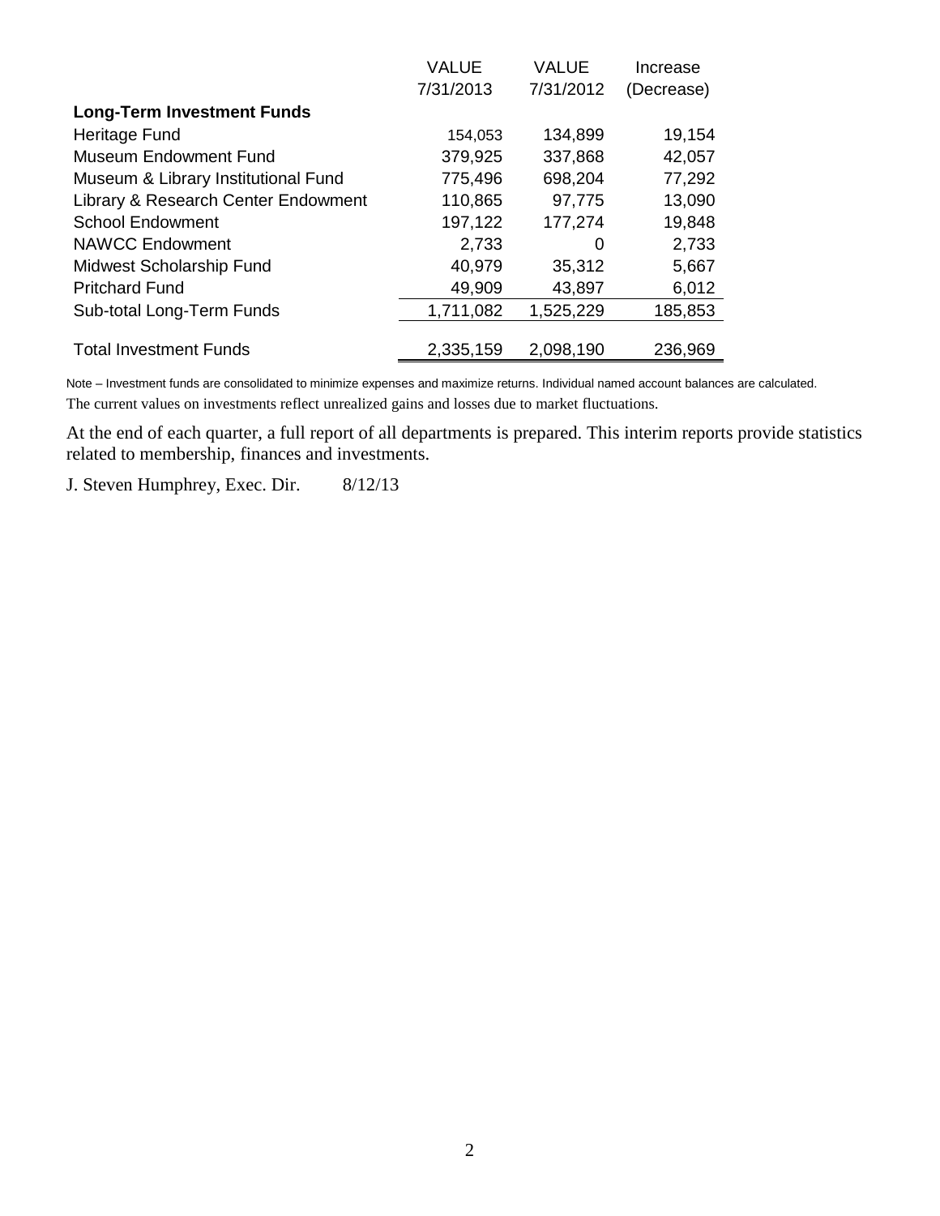| | VALUE 7/31/2013 | VALUE 7/31/2012 | Increase (Decrease) |
|---|---|---|---|
| **Long-Term Investment Funds** | | | |
| Heritage Fund | 154,053 | 134,899 | 19,154 |
| Museum Endowment Fund | 379,925 | 337,868 | 42,057 |
| Museum & Library Institutional Fund | 775,496 | 698,204 | 77,292 |
| Library & Research Center Endowment | 110,865 | 97,775 | 13,090 |
| School Endowment | 197,122 | 177,274 | 19,848 |
| NAWCC Endowment | 2,733 | 0 | 2,733 |
| Midwest Scholarship Fund | 40,979 | 35,312 | 5,667 |
| Pritchard Fund | 49,909 | 43,897 | 6,012 |
| Sub-total Long-Term Funds | 1,711,082 | 1,525,229 | 185,853 |
| Total Investment Funds | 2,335,159 | 2,098,190 | 236,969 |

Note – Investment funds are consolidated to minimize expenses and maximize returns. Individual named account balances are calculated.
The current values on investments reflect unrealized gains and losses due to market fluctuations.

At the end of each quarter, a full report of all departments is prepared. This interim reports provide statistics related to membership, finances and investments.

J. Steven Humphrey, Exec. Dir. 8/12/13